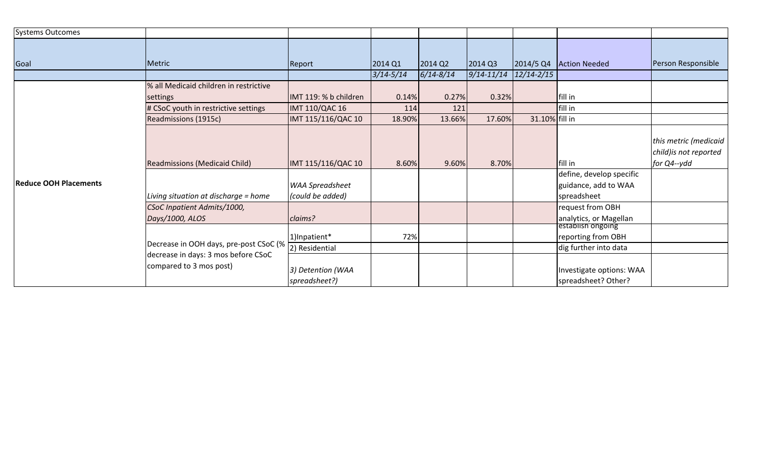Systems Outcomes

| Goal | Metric | Report | 2014 Q1 | 2014 Q2 | 2014 Q3 | 2014/5 Q4 | Action Needed | Person Responsible |
|---|---|---|---|---|---|---|---|---|
| | | | *3/14-5/14* | *6/14-8/14* | *9/14-11/14* | *12/14-2/15* | | |
| **Reduce OOH Placements** | % all Medicaid children in restrictive settings | IMT 119: % b children | 0.14% | 0.27% | 0.32% | | fill in | |
| | # CSoC youth in restrictive settings | IMT 110/QAC 16 | 114 | 121 | | | fill in | |
| | Readmissions (1915c) | IMT 115/116/QAC 10 | 18.90% | 13.66% | 17.60% | 31.10% | fill in | |
| | Readmissions (Medicaid Child) | IMT 115/116/QAC 10 | 8.60% | 9.60% | 8.70% | | fill in | *this metric (medicaid child)is not reported for Q4--ydd* |
| | *Living situation at discharge = home* | *WAA Spreadsheet (could be added)* | | | | | define, develop specific guidance, add to WAA spreadsheet | |
| | *CSoC Inpatient Admits/1000, Days/1000, ALOS* | *claims?* | | | | | request from OBH analytics, or Magellan | |
| | Decrease in OOH days, pre-post CSoC (% decrease in days: 3 mos before CSoC compared to 3 mos post) | 1)Inpatient* | 72% | | | | establish ongoing reporting from OBH | |
| | | 2) Residential | | | | | dig further into data | |
| | | *3) Detention (WAA spreadsheet?)* | | | | | Investigate options: WAA spreadsheet? Other? | |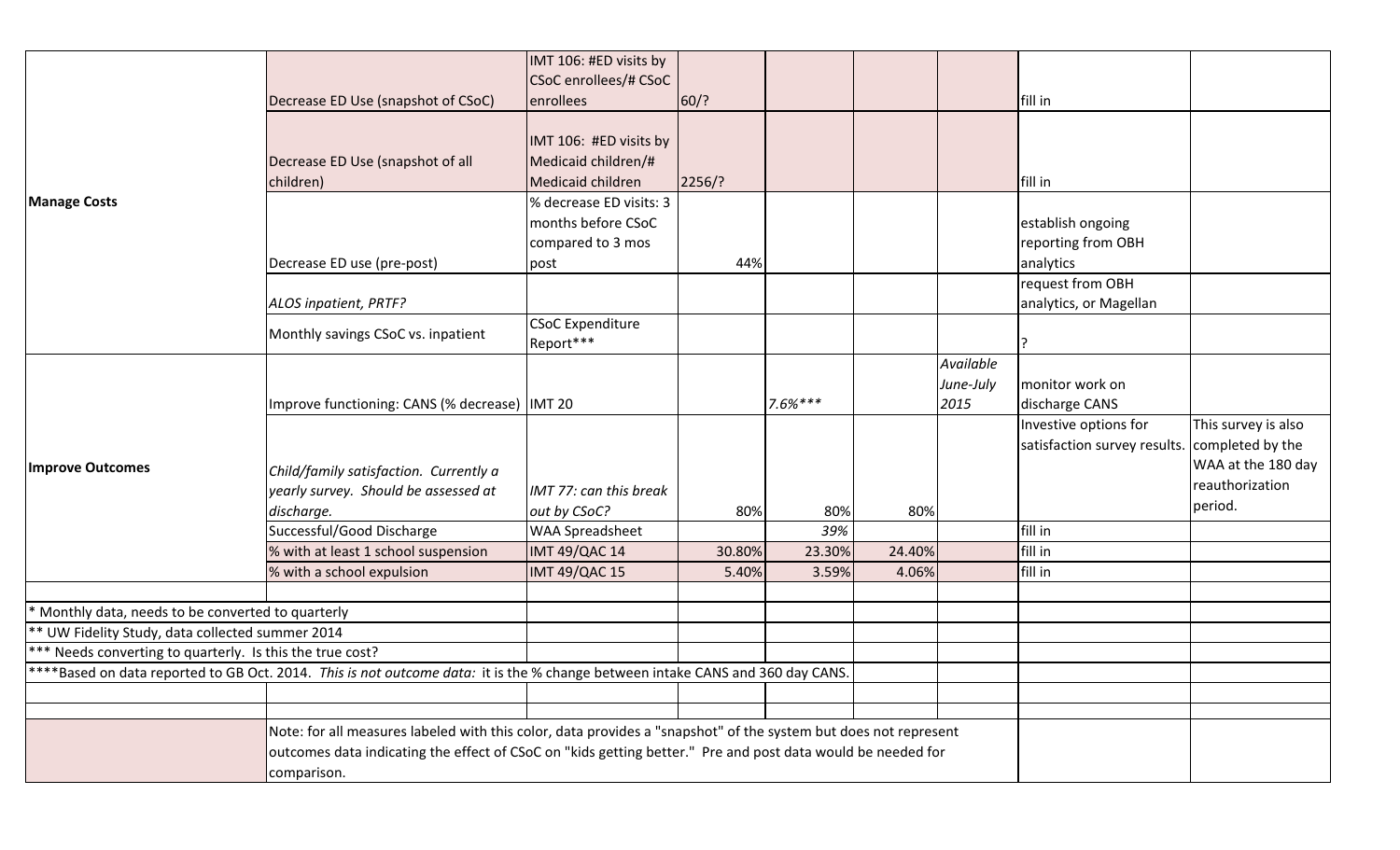| | | | | | | | | |
|---|---|---|---|---|---|---|---|---|
| **Manage Costs** | Decrease ED Use (snapshot of CSoC) | IMT 106: #ED visits by CSoC enrollees/# CSoC enrollees | 60/? | | | | fill in | |
| | Decrease ED Use (snapshot of all children) | IMT 106: #ED visits by Medicaid children/# Medicaid children | 2256/? | | | | fill in | |
| | Decrease ED use (pre-post) | % decrease ED visits: 3 months before CSoC compared to 3 mos post | 44% | | | | establish ongoing reporting from OBH analytics | |
| | *ALOS inpatient, PRTF?* | | | | | | request from OBH analytics, or Magellan | |
| | Monthly savings CSoC vs. inpatient | CSoC Expenditure Report*** | | | | | ? | |
| **Improve Outcomes** | Improve functioning: CANS (% decrease) | IMT 20 | | *7.6%**** | | *Available June-July 2015* | monitor work on discharge CANS | |
| | *Child/family satisfaction. Currently a yearly survey. Should be assessed at discharge.* | *IMT 77: can this break out by CSoC?* | 80% | 80% | 80% | | Investive options for satisfaction survey results. | This survey is also completed by the WAA at the 180 day reauthorization period. |
| | Successful/Good Discharge | WAA Spreadsheet | | *39%* | | | fill in | |
| | % with at least 1 school suspension | IMT 49/QAC 14 | 30.80% | 23.30% | 24.40% | | fill in | |
| | % with a school expulsion | IMT 49/QAC 15 | 5.40% | 3.59% | 4.06% | | fill in | |

\* Monthly data, needs to be converted to quarterly

** UW Fidelity Study, data collected summer 2014

*** Needs converting to quarterly. Is this the true cost?

****Based on data reported to GB Oct. 2014. *This is not outcome data:* it is the % change between intake CANS and 360 day CANS.

Note: for all measures labeled with this color, data provides a "snapshot" of the system but does not represent outcomes data indicating the effect of CSoC on "kids getting better." Pre and post data would be needed for comparison.